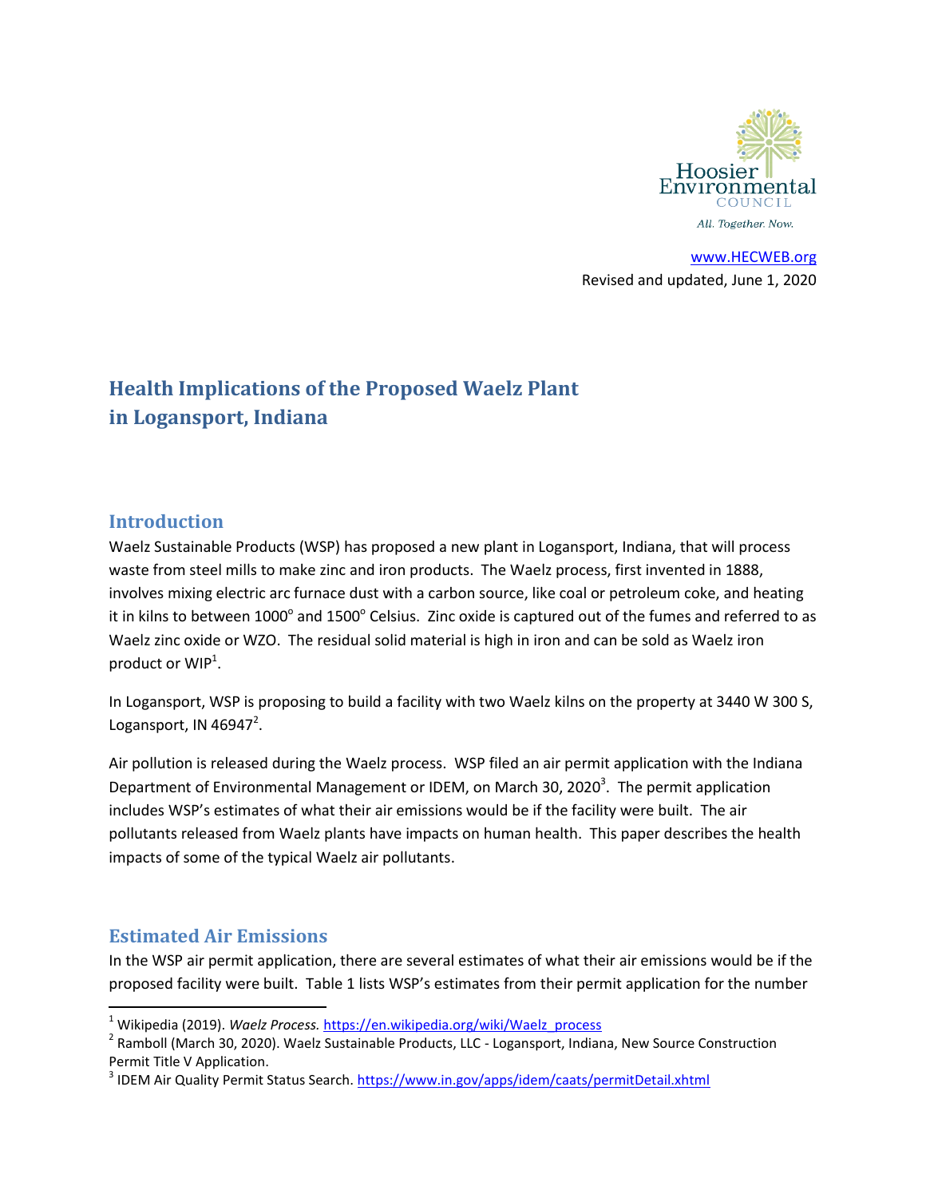Hoosier Environmental Council

All. Together. Now.

www.HECWEB.org

Revised and updated, June 1, 2020

# Health Implications of the Proposed Waelz Plant in Logansport, Indiana

## Introduction

Waelz Sustainable Products (WSP) has proposed a new plant in Logansport, Indiana, that will process waste from steel mills to make zinc and iron products. The Waelz process, first invented in 1888, involves mixing electric arc furnace dust with a carbon source, like coal or petroleum coke, and heating it in kilns to between 1000° and 1500° Celsius. Zinc oxide is captured out of the fumes and referred to as Waelz zinc oxide or WZO. The residual solid material is high in iron and can be sold as Waelz iron product or WIP[1].

In Logansport, WSP is proposing to build a facility with two Waelz kilns on the property at 3440 W 300 S, Logansport, IN 46947[2].

Air pollution is released during the Waelz process. WSP filed an air permit application with the Indiana Department of Environmental Management or IDEM, on March 30, 2020[3]. The permit application includes WSP's estimates of what their air emissions would be if the facility were built. The air pollutants released from Waelz plants have impacts on human health. This paper describes the health impacts of some of the typical Waelz air pollutants.

## Estimated Air Emissions

In the WSP air permit application, there are several estimates of what their air emissions would be if the proposed facility were built. Table 1 lists WSP's estimates from their permit application for the number

---

[1] Wikipedia (2019). *Waelz Process.* https://en.wikipedia.org/wiki/Waelz_process

[2] Ramboll (March 30, 2020). Waelz Sustainable Products, LLC - Logansport, Indiana, New Source Construction Permit Title V Application.

[3] IDEM Air Quality Permit Status Search. https://www.in.gov/apps/idem/caats/permitDetail.xhtml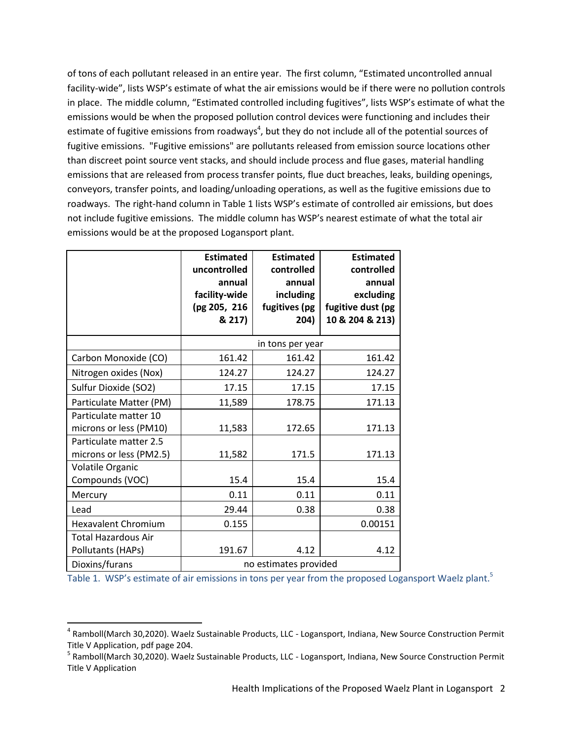of tons of each pollutant released in an entire year. The first column, "Estimated uncontrolled annual facility-wide", lists WSP's estimate of what the air emissions would be if there were no pollution controls in place. The middle column, "Estimated controlled including fugitives", lists WSP's estimate of what the emissions would be when the proposed pollution control devices were functioning and includes their estimate of fugitive emissions from roadways[4], but they do not include all of the potential sources of fugitive emissions. "Fugitive emissions" are pollutants released from emission source locations other than discreet point source vent stacks, and should include process and flue gases, material handling emissions that are released from process transfer points, flue duct breaches, leaks, building openings, conveyors, transfer points, and loading/unloading operations, as well as the fugitive emissions due to roadways. The right-hand column in Table 1 lists WSP's estimate of controlled air emissions, but does not include fugitive emissions. The middle column has WSP's nearest estimate of what the total air emissions would be at the proposed Logansport plant.

| | Estimated uncontrolled annual facility-wide (pg 205, 216 & 217) | Estimated controlled annual including fugitives (pg 204) | Estimated controlled annual excluding fugitive dust (pg 10 & 204 & 213) |
|---|---|---|---|
| | in tons per year | | |
| Carbon Monoxide (CO) | 161.42 | 161.42 | 161.42 |
| Nitrogen oxides (Nox) | 124.27 | 124.27 | 124.27 |
| Sulfur Dioxide (SO2) | 17.15 | 17.15 | 17.15 |
| Particulate Matter (PM) | 11,589 | 178.75 | 171.13 |
| Particulate matter 10 microns or less (PM10) | 11,583 | 172.65 | 171.13 |
| Particulate matter 2.5 microns or less (PM2.5) | 11,582 | 171.5 | 171.13 |
| Volatile Organic Compounds (VOC) | 15.4 | 15.4 | 15.4 |
| Mercury | 0.11 | 0.11 | 0.11 |
| Lead | 29.44 | 0.38 | 0.38 |
| Hexavalent Chromium | 0.155 | | 0.00151 |
| Total Hazardous Air Pollutants (HAPs) | 191.67 | 4.12 | 4.12 |
| Dioxins/furans | no estimates provided | | |

Table 1. WSP's estimate of air emissions in tons per year from the proposed Logansport Waelz plant.[5]

[4] Ramboll(March 30,2020). Waelz Sustainable Products, LLC - Logansport, Indiana, New Source Construction Permit Title V Application, pdf page 204.

[5] Ramboll(March 30,2020). Waelz Sustainable Products, LLC - Logansport, Indiana, New Source Construction Permit Title V Application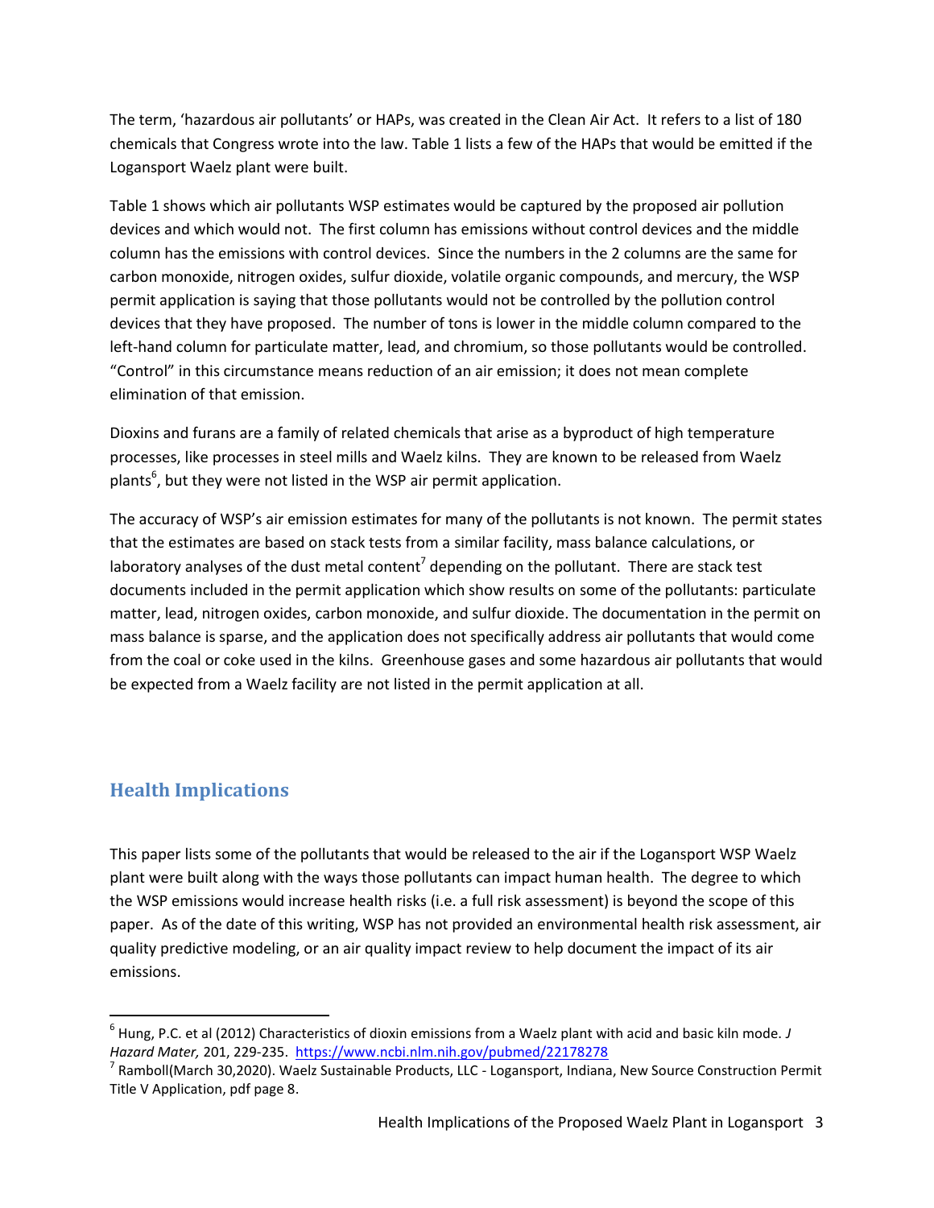The term, 'hazardous air pollutants' or HAPs, was created in the Clean Air Act. It refers to a list of 180 chemicals that Congress wrote into the law. Table 1 lists a few of the HAPs that would be emitted if the Logansport Waelz plant were built.

Table 1 shows which air pollutants WSP estimates would be captured by the proposed air pollution devices and which would not. The first column has emissions without control devices and the middle column has the emissions with control devices. Since the numbers in the 2 columns are the same for carbon monoxide, nitrogen oxides, sulfur dioxide, volatile organic compounds, and mercury, the WSP permit application is saying that those pollutants would not be controlled by the pollution control devices that they have proposed. The number of tons is lower in the middle column compared to the left-hand column for particulate matter, lead, and chromium, so those pollutants would be controlled. "Control" in this circumstance means reduction of an air emission; it does not mean complete elimination of that emission.

Dioxins and furans are a family of related chemicals that arise as a byproduct of high temperature processes, like processes in steel mills and Waelz kilns. They are known to be released from Waelz plants[6], but they were not listed in the WSP air permit application.

The accuracy of WSP's air emission estimates for many of the pollutants is not known. The permit states that the estimates are based on stack tests from a similar facility, mass balance calculations, or laboratory analyses of the dust metal content[7] depending on the pollutant. There are stack test documents included in the permit application which show results on some of the pollutants: particulate matter, lead, nitrogen oxides, carbon monoxide, and sulfur dioxide. The documentation in the permit on mass balance is sparse, and the application does not specifically address air pollutants that would come from the coal or coke used in the kilns. Greenhouse gases and some hazardous air pollutants that would be expected from a Waelz facility are not listed in the permit application at all.

## Health Implications

This paper lists some of the pollutants that would be released to the air if the Logansport WSP Waelz plant were built along with the ways those pollutants can impact human health. The degree to which the WSP emissions would increase health risks (i.e. a full risk assessment) is beyond the scope of this paper. As of the date of this writing, WSP has not provided an environmental health risk assessment, air quality predictive modeling, or an air quality impact review to help document the impact of its air emissions.

---

[6] Hung, P.C. et al (2012) Characteristics of dioxin emissions from a Waelz plant with acid and basic kiln mode. *J Hazard Mater,* 201, 229-235. https://www.ncbi.nlm.nih.gov/pubmed/22178278

[7] Ramboll(March 30,2020). Waelz Sustainable Products, LLC - Logansport, Indiana, New Source Construction Permit Title V Application, pdf page 8.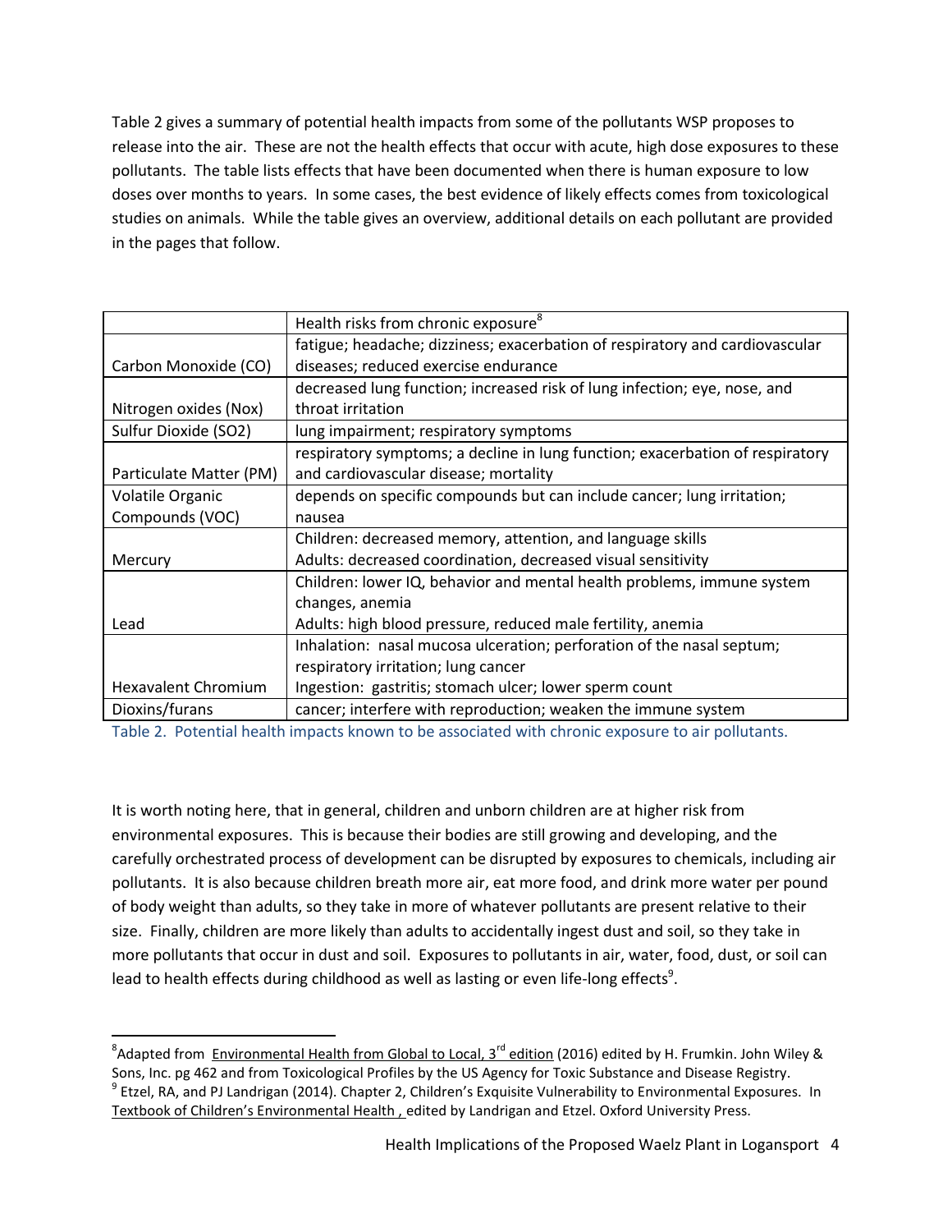Table 2 gives a summary of potential health impacts from some of the pollutants WSP proposes to release into the air. These are not the health effects that occur with acute, high dose exposures to these pollutants. The table lists effects that have been documented when there is human exposure to low doses over months to years. In some cases, the best evidence of likely effects comes from toxicological studies on animals. While the table gives an overview, additional details on each pollutant are provided in the pages that follow.

| | Health risks from chronic exposure[8] |
|---|---|
| Carbon Monoxide (CO) | fatigue; headache; dizziness; exacerbation of respiratory and cardiovascular diseases; reduced exercise endurance |
| Nitrogen oxides (Nox) | decreased lung function; increased risk of lung infection; eye, nose, and throat irritation |
| Sulfur Dioxide (SO2) | lung impairment; respiratory symptoms |
| Particulate Matter (PM) | respiratory symptoms; a decline in lung function; exacerbation of respiratory and cardiovascular disease; mortality |
| Volatile Organic Compounds (VOC) | depends on specific compounds but can include cancer; lung irritation; nausea |
| Mercury | Children: decreased memory, attention, and language skills<br>Adults: decreased coordination, decreased visual sensitivity |
| Lead | Children: lower IQ, behavior and mental health problems, immune system changes, anemia<br>Adults: high blood pressure, reduced male fertility, anemia |
| Hexavalent Chromium | Inhalation: nasal mucosa ulceration; perforation of the nasal septum; respiratory irritation; lung cancer<br>Ingestion: gastritis; stomach ulcer; lower sperm count |
| Dioxins/furans | cancer; interfere with reproduction; weaken the immune system |

Table 2. Potential health impacts known to be associated with chronic exposure to air pollutants.

It is worth noting here, that in general, children and unborn children are at higher risk from environmental exposures. This is because their bodies are still growing and developing, and the carefully orchestrated process of development can be disrupted by exposures to chemicals, including air pollutants. It is also because children breath more air, eat more food, and drink more water per pound of body weight than adults, so they take in more of whatever pollutants are present relative to their size. Finally, children are more likely than adults to accidentally ingest dust and soil, so they take in more pollutants that occur in dust and soil. Exposures to pollutants in air, water, food, dust, or soil can lead to health effects during childhood as well as lasting or even life-long effects[9].

---

[8] Adapted from Environmental Health from Global to Local, 3rd edition (2016) edited by H. Frumkin. John Wiley & Sons, Inc. pg 462 and from Toxicological Profiles by the US Agency for Toxic Substance and Disease Registry.

[9] Etzel, RA, and PJ Landrigan (2014). Chapter 2, Children's Exquisite Vulnerability to Environmental Exposures. In Textbook of Children's Environmental Health , edited by Landrigan and Etzel. Oxford University Press.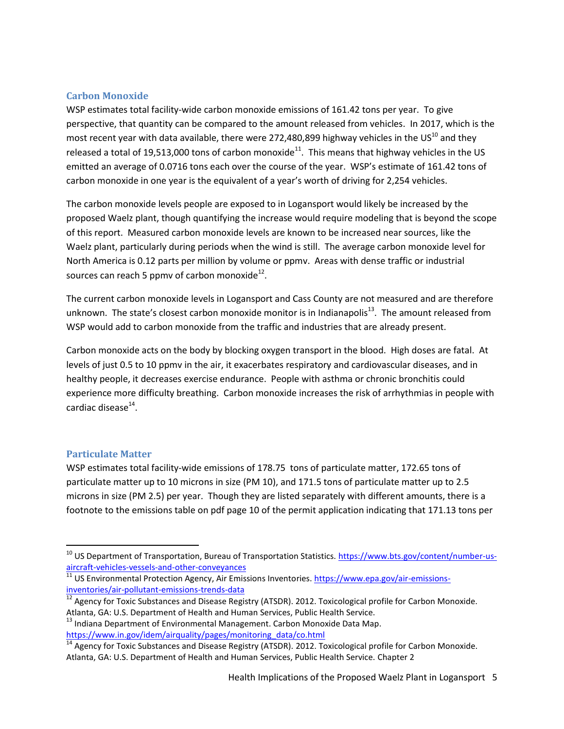## Carbon Monoxide

WSP estimates total facility-wide carbon monoxide emissions of 161.42 tons per year. To give perspective, that quantity can be compared to the amount released from vehicles. In 2017, which is the most recent year with data available, there were 272,480,899 highway vehicles in the US[10] and they released a total of 19,513,000 tons of carbon monoxide[11]. This means that highway vehicles in the US emitted an average of 0.0716 tons each over the course of the year. WSP's estimate of 161.42 tons of carbon monoxide in one year is the equivalent of a year's worth of driving for 2,254 vehicles.

The carbon monoxide levels people are exposed to in Logansport would likely be increased by the proposed Waelz plant, though quantifying the increase would require modeling that is beyond the scope of this report. Measured carbon monoxide levels are known to be increased near sources, like the Waelz plant, particularly during periods when the wind is still. The average carbon monoxide level for North America is 0.12 parts per million by volume or ppmv. Areas with dense traffic or industrial sources can reach 5 ppmv of carbon monoxide[12].

The current carbon monoxide levels in Logansport and Cass County are not measured and are therefore unknown. The state's closest carbon monoxide monitor is in Indianapolis[13]. The amount released from WSP would add to carbon monoxide from the traffic and industries that are already present.

Carbon monoxide acts on the body by blocking oxygen transport in the blood. High doses are fatal. At levels of just 0.5 to 10 ppmv in the air, it exacerbates respiratory and cardiovascular diseases, and in healthy people, it decreases exercise endurance. People with asthma or chronic bronchitis could experience more difficulty breathing. Carbon monoxide increases the risk of arrhythmias in people with cardiac disease[14].

## Particulate Matter

WSP estimates total facility-wide emissions of 178.75 tons of particulate matter, 172.65 tons of particulate matter up to 10 microns in size (PM 10), and 171.5 tons of particulate matter up to 2.5 microns in size (PM 2.5) per year. Though they are listed separately with different amounts, there is a footnote to the emissions table on pdf page 10 of the permit application indicating that 171.13 tons per

---

[10] US Department of Transportation, Bureau of Transportation Statistics. https://www.bts.gov/content/number-us-aircraft-vehicles-vessels-and-other-conveyances

[11] US Environmental Protection Agency, Air Emissions Inventories. https://www.epa.gov/air-emissions-inventories/air-pollutant-emissions-trends-data

[12] Agency for Toxic Substances and Disease Registry (ATSDR). 2012. Toxicological profile for Carbon Monoxide. Atlanta, GA: U.S. Department of Health and Human Services, Public Health Service.

[13] Indiana Department of Environmental Management. Carbon Monoxide Data Map. https://www.in.gov/idem/airquality/pages/monitoring_data/co.html

[14] Agency for Toxic Substances and Disease Registry (ATSDR). 2012. Toxicological profile for Carbon Monoxide. Atlanta, GA: U.S. Department of Health and Human Services, Public Health Service. Chapter 2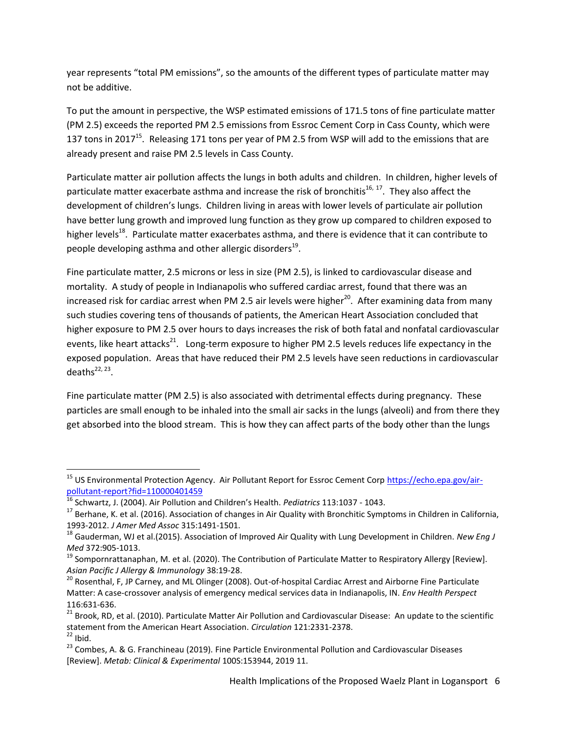year represents "total PM emissions", so the amounts of the different types of particulate matter may not be additive.

To put the amount in perspective, the WSP estimated emissions of 171.5 tons of fine particulate matter (PM 2.5) exceeds the reported PM 2.5 emissions from Essroc Cement Corp in Cass County, which were 137 tons in 2017[15]. Releasing 171 tons per year of PM 2.5 from WSP will add to the emissions that are already present and raise PM 2.5 levels in Cass County.

Particulate matter air pollution affects the lungs in both adults and children. In children, higher levels of particulate matter exacerbate asthma and increase the risk of bronchitis[16, 17]. They also affect the development of children's lungs. Children living in areas with lower levels of particulate air pollution have better lung growth and improved lung function as they grow up compared to children exposed to higher levels[18]. Particulate matter exacerbates asthma, and there is evidence that it can contribute to people developing asthma and other allergic disorders[19].

Fine particulate matter, 2.5 microns or less in size (PM 2.5), is linked to cardiovascular disease and mortality. A study of people in Indianapolis who suffered cardiac arrest, found that there was an increased risk for cardiac arrest when PM 2.5 air levels were higher[20]. After examining data from many such studies covering tens of thousands of patients, the American Heart Association concluded that higher exposure to PM 2.5 over hours to days increases the risk of both fatal and nonfatal cardiovascular events, like heart attacks[21]. Long-term exposure to higher PM 2.5 levels reduces life expectancy in the exposed population. Areas that have reduced their PM 2.5 levels have seen reductions in cardiovascular deaths[22, 23].

Fine particulate matter (PM 2.5) is also associated with detrimental effects during pregnancy. These particles are small enough to be inhaled into the small air sacks in the lungs (alveoli) and from there they get absorbed into the blood stream. This is how they can affect parts of the body other than the lungs

---

[15] US Environmental Protection Agency. Air Pollutant Report for Essroc Cement Corp https://echo.epa.gov/air-pollutant-report?fid=110000401459

[16] Schwartz, J. (2004). Air Pollution and Children's Health. *Pediatrics* 113:1037 - 1043.

[17] Berhane, K. et al. (2016). Association of changes in Air Quality with Bronchitic Symptoms in Children in California, 1993-2012. *J Amer Med Assoc* 315:1491-1501.

[18] Gauderman, WJ et al.(2015). Association of Improved Air Quality with Lung Development in Children. *New Eng J Med* 372:905-1013.

[19] Sompornrattanaphan, M. et al. (2020). The Contribution of Particulate Matter to Respiratory Allergy [Review]. *Asian Pacific J Allergy & Immunology* 38:19-28.

[20] Rosenthal, F, JP Carney, and ML Olinger (2008). Out-of-hospital Cardiac Arrest and Airborne Fine Particulate Matter: A case-crossover analysis of emergency medical services data in Indianapolis, IN. *Env Health Perspect* 116:631-636.

[21] Brook, RD, et al. (2010). Particulate Matter Air Pollution and Cardiovascular Disease: An update to the scientific statement from the American Heart Association. *Circulation* 121:2331-2378.

[22] Ibid.

[23] Combes, A. & G. Franchineau (2019). Fine Particle Environmental Pollution and Cardiovascular Diseases [Review]. *Metab: Clinical & Experimental* 100S:153944, 2019 11.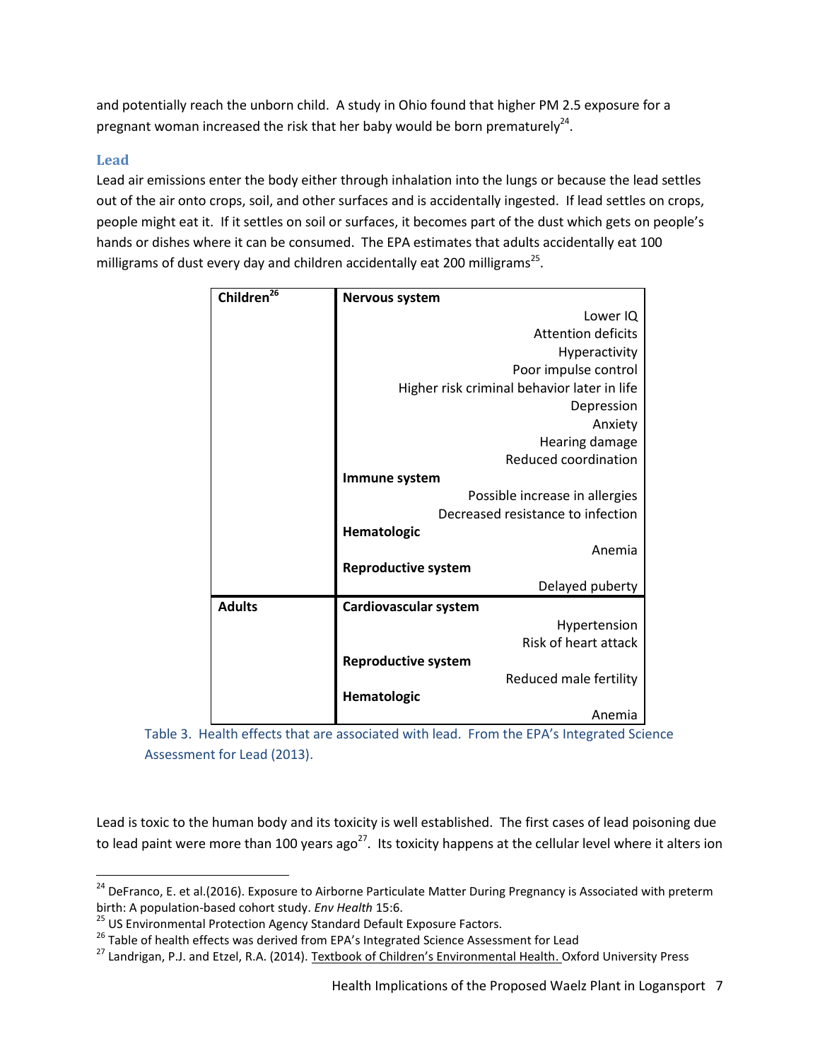and potentially reach the unborn child. A study in Ohio found that higher PM 2.5 exposure for a pregnant woman increased the risk that her baby would be born prematurely[24].

### Lead

Lead air emissions enter the body either through inhalation into the lungs or because the lead settles out of the air onto crops, soil, and other surfaces and is accidentally ingested. If lead settles on crops, people might eat it. If it settles on soil or surfaces, it becomes part of the dust which gets on people's hands or dishes where it can be consumed. The EPA estimates that adults accidentally eat 100 milligrams of dust every day and children accidentally eat 200 milligrams[25].

| | |
|---|---|
| **Children[26]** | **Nervous system** |
| | Lower IQ |
| | Attention deficits |
| | Hyperactivity |
| | Poor impulse control |
| | Higher risk criminal behavior later in life |
| | Depression |
| | Anxiety |
| | Hearing damage |
| | Reduced coordination |
| | **Immune system** |
| | Possible increase in allergies |
| | Decreased resistance to infection |
| | **Hematologic** |
| | Anemia |
| | **Reproductive system** |
| | Delayed puberty |
| **Adults** | **Cardiovascular system** |
| | Hypertension |
| | Risk of heart attack |
| | **Reproductive system** |
| | Reduced male fertility |
| | **Hematologic** |
| | Anemia |

Table 3. Health effects that are associated with lead. From the EPA's Integrated Science Assessment for Lead (2013).

Lead is toxic to the human body and its toxicity is well established. The first cases of lead poisoning due to lead paint were more than 100 years ago[27]. Its toxicity happens at the cellular level where it alters ion

---

[24] DeFranco, E. et al.(2016). Exposure to Airborne Particulate Matter During Pregnancy is Associated with preterm birth: A population-based cohort study. *Env Health* 15:6.

[25] US Environmental Protection Agency Standard Default Exposure Factors.

[26] Table of health effects was derived from EPA's Integrated Science Assessment for Lead

[27] Landrigan, P.J. and Etzel, R.A. (2014). Textbook of Children's Environmental Health. Oxford University Press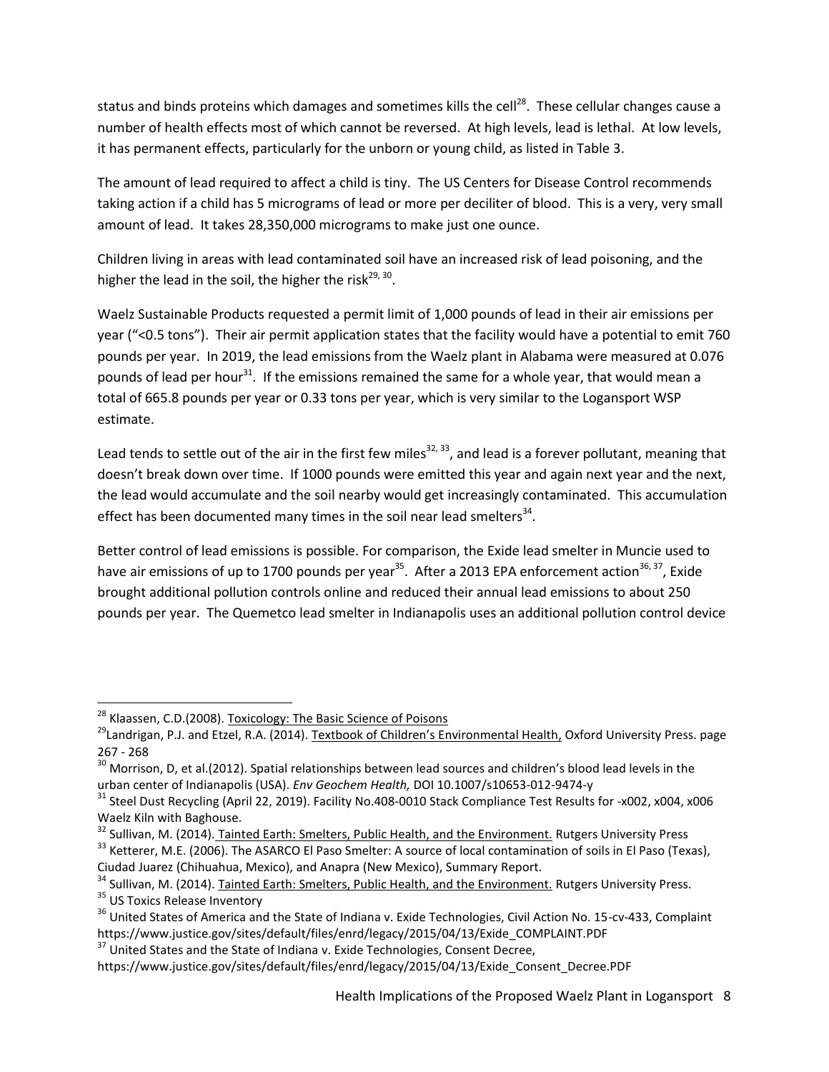status and binds proteins which damages and sometimes kills the cell[28]. These cellular changes cause a number of health effects most of which cannot be reversed. At high levels, lead is lethal. At low levels, it has permanent effects, particularly for the unborn or young child, as listed in Table 3.

The amount of lead required to affect a child is tiny. The US Centers for Disease Control recommends taking action if a child has 5 micrograms of lead or more per deciliter of blood. This is a very, very small amount of lead. It takes 28,350,000 micrograms to make just one ounce.

Children living in areas with lead contaminated soil have an increased risk of lead poisoning, and the higher the lead in the soil, the higher the risk[29, 30].

Waelz Sustainable Products requested a permit limit of 1,000 pounds of lead in their air emissions per year ("<0.5 tons"). Their air permit application states that the facility would have a potential to emit 760 pounds per year. In 2019, the lead emissions from the Waelz plant in Alabama were measured at 0.076 pounds of lead per hour[31]. If the emissions remained the same for a whole year, that would mean a total of 665.8 pounds per year or 0.33 tons per year, which is very similar to the Logansport WSP estimate.

Lead tends to settle out of the air in the first few miles[32, 33], and lead is a forever pollutant, meaning that doesn't break down over time. If 1000 pounds were emitted this year and again next year and the next, the lead would accumulate and the soil nearby would get increasingly contaminated. This accumulation effect has been documented many times in the soil near lead smelters[34].

Better control of lead emissions is possible. For comparison, the Exide lead smelter in Muncie used to have air emissions of up to 1700 pounds per year[35]. After a 2013 EPA enforcement action[36, 37], Exide brought additional pollution controls online and reduced their annual lead emissions to about 250 pounds per year. The Quemetco lead smelter in Indianapolis uses an additional pollution control device

---

[28] Klaassen, C.D.(2008). Toxicology: The Basic Science of Poisons

[29] Landrigan, P.J. and Etzel, R.A. (2014). Textbook of Children's Environmental Health, Oxford University Press. page 267 - 268

[30] Morrison, D, et al.(2012). Spatial relationships between lead sources and children's blood lead levels in the urban center of Indianapolis (USA). *Env Geochem Health,* DOI 10.1007/s10653-012-9474-y

[31] Steel Dust Recycling (April 22, 2019). Facility No.408-0010 Stack Compliance Test Results for -x002, x004, x006 Waelz Kiln with Baghouse.

[32] Sullivan, M. (2014). Tainted Earth: Smelters, Public Health, and the Environment. Rutgers University Press

[33] Ketterer, M.E. (2006). The ASARCO El Paso Smelter: A source of local contamination of soils in El Paso (Texas), Ciudad Juarez (Chihuahua, Mexico), and Anapra (New Mexico), Summary Report.

[34] Sullivan, M. (2014). Tainted Earth: Smelters, Public Health, and the Environment. Rutgers University Press.

[35] US Toxics Release Inventory

[36] United States of America and the State of Indiana v. Exide Technologies, Civil Action No. 15-cv-433, Complaint https://www.justice.gov/sites/default/files/enrd/legacy/2015/04/13/Exide_COMPLAINT.PDF

[37] United States and the State of Indiana v. Exide Technologies, Consent Decree, https://www.justice.gov/sites/default/files/enrd/legacy/2015/04/13/Exide_Consent_Decree.PDF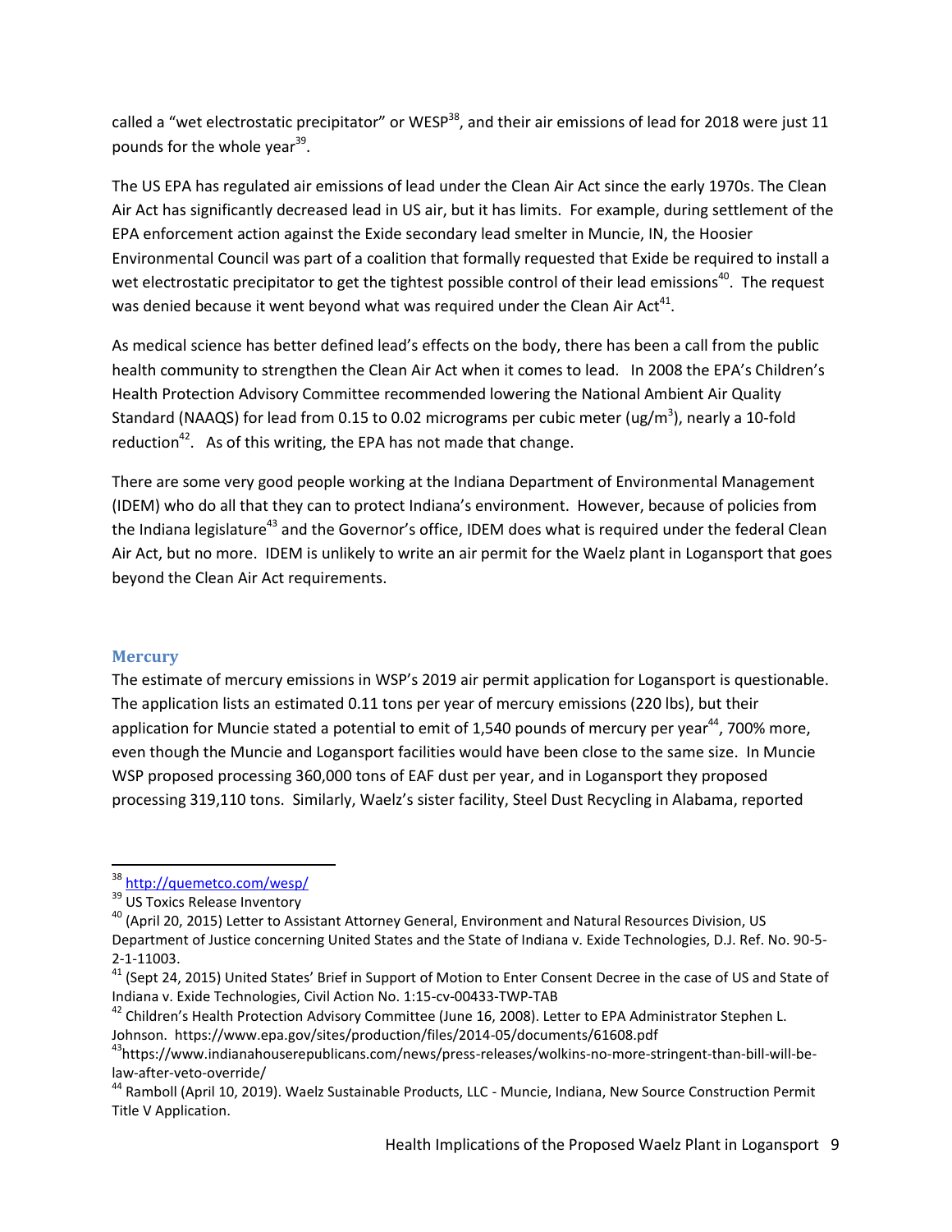called a "wet electrostatic precipitator" or WESP[38], and their air emissions of lead for 2018 were just 11 pounds for the whole year[39].

The US EPA has regulated air emissions of lead under the Clean Air Act since the early 1970s. The Clean Air Act has significantly decreased lead in US air, but it has limits. For example, during settlement of the EPA enforcement action against the Exide secondary lead smelter in Muncie, IN, the Hoosier Environmental Council was part of a coalition that formally requested that Exide be required to install a wet electrostatic precipitator to get the tightest possible control of their lead emissions[40]. The request was denied because it went beyond what was required under the Clean Air Act[41].

As medical science has better defined lead's effects on the body, there has been a call from the public health community to strengthen the Clean Air Act when it comes to lead. In 2008 the EPA's Children's Health Protection Advisory Committee recommended lowering the National Ambient Air Quality Standard (NAAQS) for lead from 0.15 to 0.02 micrograms per cubic meter (ug/m$^3$), nearly a 10-fold reduction[42]. As of this writing, the EPA has not made that change.

There are some very good people working at the Indiana Department of Environmental Management (IDEM) who do all that they can to protect Indiana's environment. However, because of policies from the Indiana legislature[43] and the Governor's office, IDEM does what is required under the federal Clean Air Act, but no more. IDEM is unlikely to write an air permit for the Waelz plant in Logansport that goes beyond the Clean Air Act requirements.

### Mercury

The estimate of mercury emissions in WSP's 2019 air permit application for Logansport is questionable. The application lists an estimated 0.11 tons per year of mercury emissions (220 lbs), but their application for Muncie stated a potential to emit of 1,540 pounds of mercury per year[44], 700% more, even though the Muncie and Logansport facilities would have been close to the same size. In Muncie WSP proposed processing 360,000 tons of EAF dust per year, and in Logansport they proposed processing 319,110 tons. Similarly, Waelz's sister facility, Steel Dust Recycling in Alabama, reported

---

[38] http://quemetco.com/wesp/

[39] US Toxics Release Inventory

[40] (April 20, 2015) Letter to Assistant Attorney General, Environment and Natural Resources Division, US Department of Justice concerning United States and the State of Indiana v. Exide Technologies, D.J. Ref. No. 90-5-2-1-11003.

[41] (Sept 24, 2015) United States' Brief in Support of Motion to Enter Consent Decree in the case of US and State of Indiana v. Exide Technologies, Civil Action No. 1:15-cv-00433-TWP-TAB

[42] Children's Health Protection Advisory Committee (June 16, 2008). Letter to EPA Administrator Stephen L. Johnson. https://www.epa.gov/sites/production/files/2014-05/documents/61608.pdf

[43] https://www.indianahouserepublicans.com/news/press-releases/wolkins-no-more-stringent-than-bill-will-be-law-after-veto-override/

[44] Ramboll (April 10, 2019). Waelz Sustainable Products, LLC - Muncie, Indiana, New Source Construction Permit Title V Application.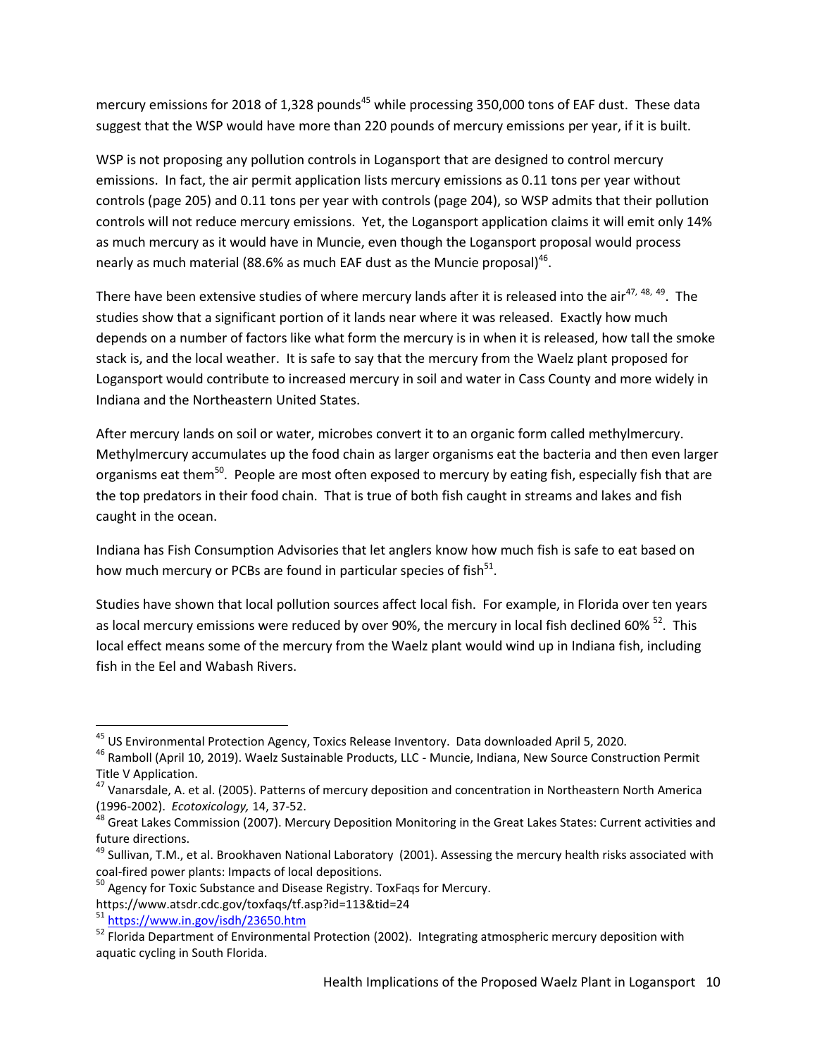mercury emissions for 2018 of 1,328 pounds[45] while processing 350,000 tons of EAF dust. These data suggest that the WSP would have more than 220 pounds of mercury emissions per year, if it is built.

WSP is not proposing any pollution controls in Logansport that are designed to control mercury emissions. In fact, the air permit application lists mercury emissions as 0.11 tons per year without controls (page 205) and 0.11 tons per year with controls (page 204), so WSP admits that their pollution controls will not reduce mercury emissions. Yet, the Logansport application claims it will emit only 14% as much mercury as it would have in Muncie, even though the Logansport proposal would process nearly as much material (88.6% as much EAF dust as the Muncie proposal)[46].

There have been extensive studies of where mercury lands after it is released into the air[47, 48, 49]. The studies show that a significant portion of it lands near where it was released. Exactly how much depends on a number of factors like what form the mercury is in when it is released, how tall the smoke stack is, and the local weather. It is safe to say that the mercury from the Waelz plant proposed for Logansport would contribute to increased mercury in soil and water in Cass County and more widely in Indiana and the Northeastern United States.

After mercury lands on soil or water, microbes convert it to an organic form called methylmercury. Methylmercury accumulates up the food chain as larger organisms eat the bacteria and then even larger organisms eat them[50]. People are most often exposed to mercury by eating fish, especially fish that are the top predators in their food chain. That is true of both fish caught in streams and lakes and fish caught in the ocean.

Indiana has Fish Consumption Advisories that let anglers know how much fish is safe to eat based on how much mercury or PCBs are found in particular species of fish[51].

Studies have shown that local pollution sources affect local fish. For example, in Florida over ten years as local mercury emissions were reduced by over 90%, the mercury in local fish declined 60% [52]. This local effect means some of the mercury from the Waelz plant would wind up in Indiana fish, including fish in the Eel and Wabash Rivers.

---

[45] US Environmental Protection Agency, Toxics Release Inventory. Data downloaded April 5, 2020.

[46] Ramboll (April 10, 2019). Waelz Sustainable Products, LLC - Muncie, Indiana, New Source Construction Permit Title V Application.

[47] Vanarsdale, A. et al. (2005). Patterns of mercury deposition and concentration in Northeastern North America (1996-2002). *Ecotoxicology,* 14, 37-52.

[48] Great Lakes Commission (2007). Mercury Deposition Monitoring in the Great Lakes States: Current activities and future directions.

[49] Sullivan, T.M., et al. Brookhaven National Laboratory (2001). Assessing the mercury health risks associated with coal-fired power plants: Impacts of local depositions.

[50] Agency for Toxic Substance and Disease Registry. ToxFaqs for Mercury. https://www.atsdr.cdc.gov/toxfaqs/tf.asp?id=113&tid=24

[51] https://www.in.gov/isdh/23650.htm

[52] Florida Department of Environmental Protection (2002). Integrating atmospheric mercury deposition with aquatic cycling in South Florida.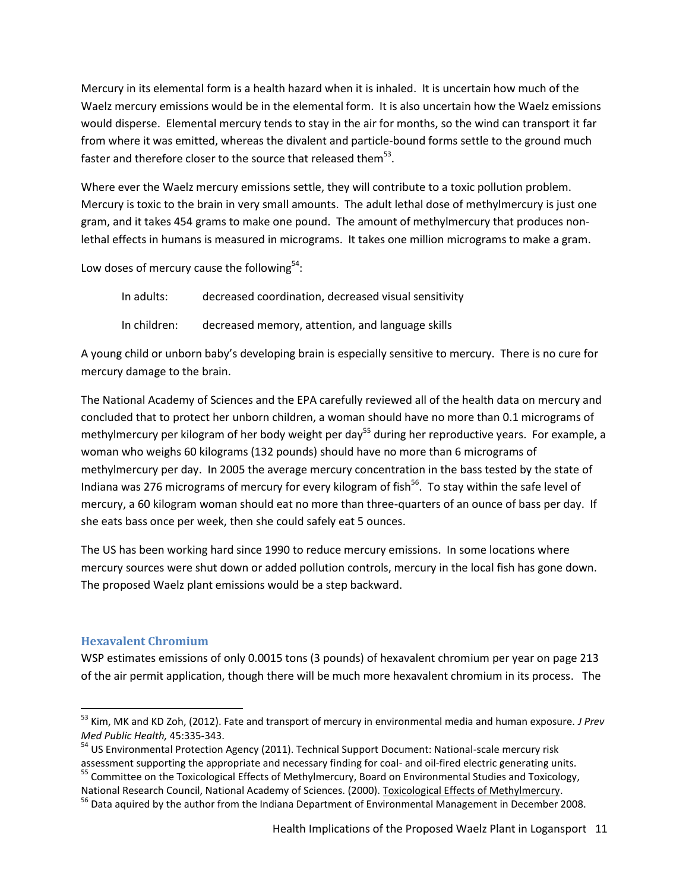Mercury in its elemental form is a health hazard when it is inhaled. It is uncertain how much of the Waelz mercury emissions would be in the elemental form. It is also uncertain how the Waelz emissions would disperse. Elemental mercury tends to stay in the air for months, so the wind can transport it far from where it was emitted, whereas the divalent and particle-bound forms settle to the ground much faster and therefore closer to the source that released them[53].

Where ever the Waelz mercury emissions settle, they will contribute to a toxic pollution problem. Mercury is toxic to the brain in very small amounts. The adult lethal dose of methylmercury is just one gram, and it takes 454 grams to make one pound. The amount of methylmercury that produces non-lethal effects in humans is measured in micrograms. It takes one million micrograms to make a gram.

Low doses of mercury cause the following[54]:

| | |
|---|---|
| In adults: | decreased coordination, decreased visual sensitivity |
| In children: | decreased memory, attention, and language skills |

A young child or unborn baby's developing brain is especially sensitive to mercury. There is no cure for mercury damage to the brain.

The National Academy of Sciences and the EPA carefully reviewed all of the health data on mercury and concluded that to protect her unborn children, a woman should have no more than 0.1 micrograms of methylmercury per kilogram of her body weight per day[55] during her reproductive years. For example, a woman who weighs 60 kilograms (132 pounds) should have no more than 6 micrograms of methylmercury per day. In 2005 the average mercury concentration in the bass tested by the state of Indiana was 276 micrograms of mercury for every kilogram of fish[56]. To stay within the safe level of mercury, a 60 kilogram woman should eat no more than three-quarters of an ounce of bass per day. If she eats bass once per week, then she could safely eat 5 ounces.

The US has been working hard since 1990 to reduce mercury emissions. In some locations where mercury sources were shut down or added pollution controls, mercury in the local fish has gone down. The proposed Waelz plant emissions would be a step backward.

## Hexavalent Chromium

WSP estimates emissions of only 0.0015 tons (3 pounds) of hexavalent chromium per year on page 213 of the air permit application, though there will be much more hexavalent chromium in its process. The

---

[53] Kim, MK and KD Zoh, (2012). Fate and transport of mercury in environmental media and human exposure. *J Prev Med Public Health,* 45:335-343.

[54] US Environmental Protection Agency (2011). Technical Support Document: National-scale mercury risk assessment supporting the appropriate and necessary finding for coal- and oil-fired electric generating units.

[55] Committee on the Toxicological Effects of Methylmercury, Board on Environmental Studies and Toxicology, National Research Council, National Academy of Sciences. (2000). Toxicological Effects of Methylmercury.

[56] Data aquired by the author from the Indiana Department of Environmental Management in December 2008.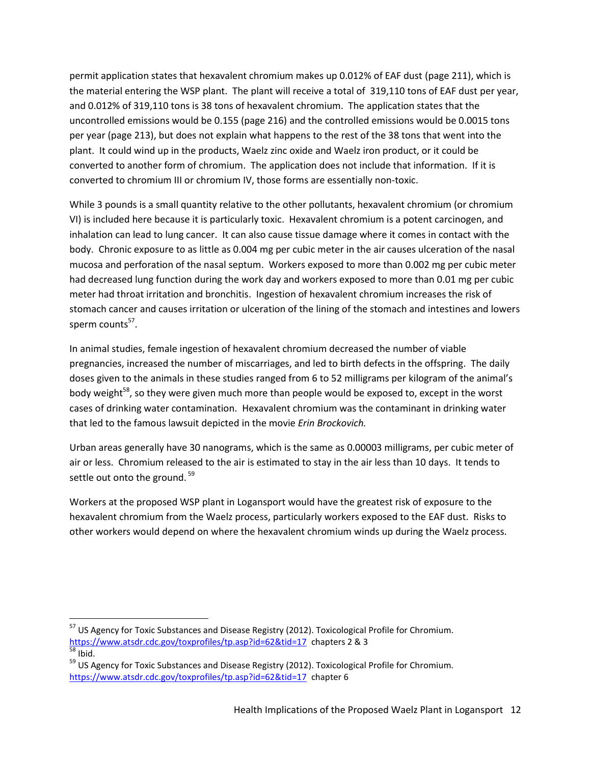permit application states that hexavalent chromium makes up 0.012% of EAF dust (page 211), which is the material entering the WSP plant. The plant will receive a total of 319,110 tons of EAF dust per year, and 0.012% of 319,110 tons is 38 tons of hexavalent chromium. The application states that the uncontrolled emissions would be 0.155 (page 216) and the controlled emissions would be 0.0015 tons per year (page 213), but does not explain what happens to the rest of the 38 tons that went into the plant. It could wind up in the products, Waelz zinc oxide and Waelz iron product, or it could be converted to another form of chromium. The application does not include that information. If it is converted to chromium III or chromium IV, those forms are essentially non-toxic.

While 3 pounds is a small quantity relative to the other pollutants, hexavalent chromium (or chromium VI) is included here because it is particularly toxic. Hexavalent chromium is a potent carcinogen, and inhalation can lead to lung cancer. It can also cause tissue damage where it comes in contact with the body. Chronic exposure to as little as 0.004 mg per cubic meter in the air causes ulceration of the nasal mucosa and perforation of the nasal septum. Workers exposed to more than 0.002 mg per cubic meter had decreased lung function during the work day and workers exposed to more than 0.01 mg per cubic meter had throat irritation and bronchitis. Ingestion of hexavalent chromium increases the risk of stomach cancer and causes irritation or ulceration of the lining of the stomach and intestines and lowers sperm counts[57].

In animal studies, female ingestion of hexavalent chromium decreased the number of viable pregnancies, increased the number of miscarriages, and led to birth defects in the offspring. The daily doses given to the animals in these studies ranged from 6 to 52 milligrams per kilogram of the animal's body weight[58], so they were given much more than people would be exposed to, except in the worst cases of drinking water contamination. Hexavalent chromium was the contaminant in drinking water that led to the famous lawsuit depicted in the movie *Erin Brockovich.*

Urban areas generally have 30 nanograms, which is the same as 0.00003 milligrams, per cubic meter of air or less. Chromium released to the air is estimated to stay in the air less than 10 days. It tends to settle out onto the ground.[59]

Workers at the proposed WSP plant in Logansport would have the greatest risk of exposure to the hexavalent chromium from the Waelz process, particularly workers exposed to the EAF dust. Risks to other workers would depend on where the hexavalent chromium winds up during the Waelz process.

---

[57] US Agency for Toxic Substances and Disease Registry (2012). Toxicological Profile for Chromium. https://www.atsdr.cdc.gov/toxprofiles/tp.asp?id=62&tid=17 chapters 2 & 3

[58] Ibid.

[59] US Agency for Toxic Substances and Disease Registry (2012). Toxicological Profile for Chromium. https://www.atsdr.cdc.gov/toxprofiles/tp.asp?id=62&tid=17 chapter 6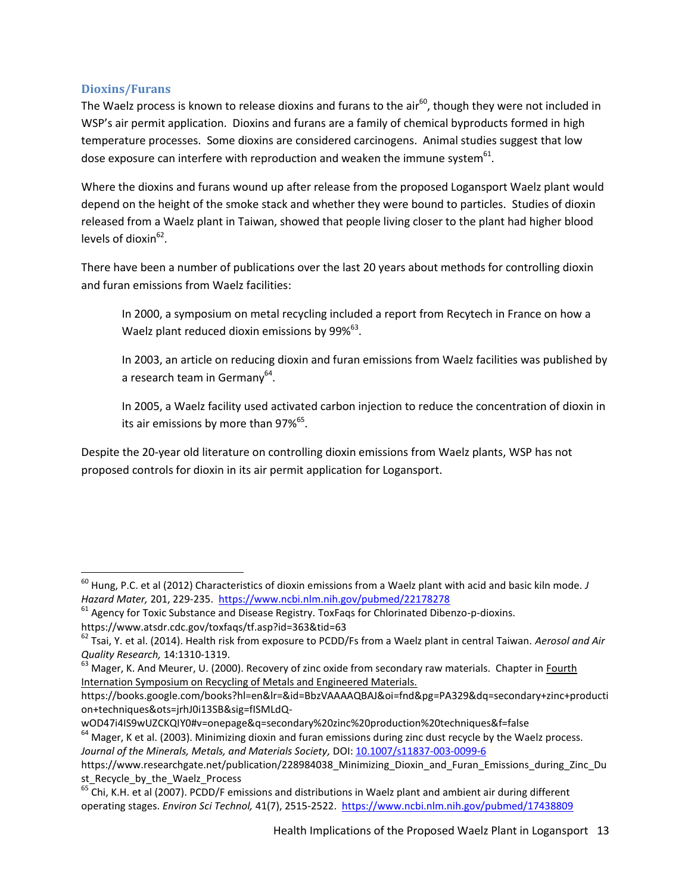### Dioxins/Furans

The Waelz process is known to release dioxins and furans to the air[60], though they were not included in WSP's air permit application. Dioxins and furans are a family of chemical byproducts formed in high temperature processes. Some dioxins are considered carcinogens. Animal studies suggest that low dose exposure can interfere with reproduction and weaken the immune system[61].

Where the dioxins and furans wound up after release from the proposed Logansport Waelz plant would depend on the height of the smoke stack and whether they were bound to particles. Studies of dioxin released from a Waelz plant in Taiwan, showed that people living closer to the plant had higher blood levels of dioxin[62].

There have been a number of publications over the last 20 years about methods for controlling dioxin and furan emissions from Waelz facilities:

> In 2000, a symposium on metal recycling included a report from Recytech in France on how a Waelz plant reduced dioxin emissions by 99%[63].
>
> In 2003, an article on reducing dioxin and furan emissions from Waelz facilities was published by a research team in Germany[64].
>
> In 2005, a Waelz facility used activated carbon injection to reduce the concentration of dioxin in its air emissions by more than 97%[65].

Despite the 20-year old literature on controlling dioxin emissions from Waelz plants, WSP has not proposed controls for dioxin in its air permit application for Logansport.

---

[60] Hung, P.C. et al (2012) Characteristics of dioxin emissions from a Waelz plant with acid and basic kiln mode. *J Hazard Mater,* 201, 229-235. https://www.ncbi.nlm.nih.gov/pubmed/22178278

[61] Agency for Toxic Substance and Disease Registry. ToxFaqs for Chlorinated Dibenzo-p-dioxins. https://www.atsdr.cdc.gov/toxfaqs/tf.asp?id=363&tid=63

[62] Tsai, Y. et al. (2014). Health risk from exposure to PCDD/Fs from a Waelz plant in central Taiwan. *Aerosol and Air Quality Research,* 14:1310-1319.

[63] Mager, K. And Meurer, U. (2000). Recovery of zinc oxide from secondary raw materials. Chapter in Fourth Internation Symposium on Recycling of Metals and Engineered Materials. https://books.google.com/books?hl=en&lr=&id=BbzVAAAAQBAJ&oi=fnd&pg=PA329&dq=secondary+zinc+production+techniques&ots=jrhJ0i13SB&sig=fISMLdQ-wOD47i4IS9wUZCKQIY0#v=onepage&q=secondary%20zinc%20production%20techniques&f=false

[64] Mager, K et al. (2003). Minimizing dioxin and furan emissions during zinc dust recycle by the Waelz process. *Journal of the Minerals, Metals, and Materials Society,* DOI: 10.1007/s11837-003-0099-6 https://www.researchgate.net/publication/228984038_Minimizing_Dioxin_and_Furan_Emissions_during_Zinc_Dust_Recycle_by_the_Waelz_Process

[65] Chi, K.H. et al (2007). PCDD/F emissions and distributions in Waelz plant and ambient air during different operating stages. *Environ Sci Technol,* 41(7), 2515-2522. https://www.ncbi.nlm.nih.gov/pubmed/17438809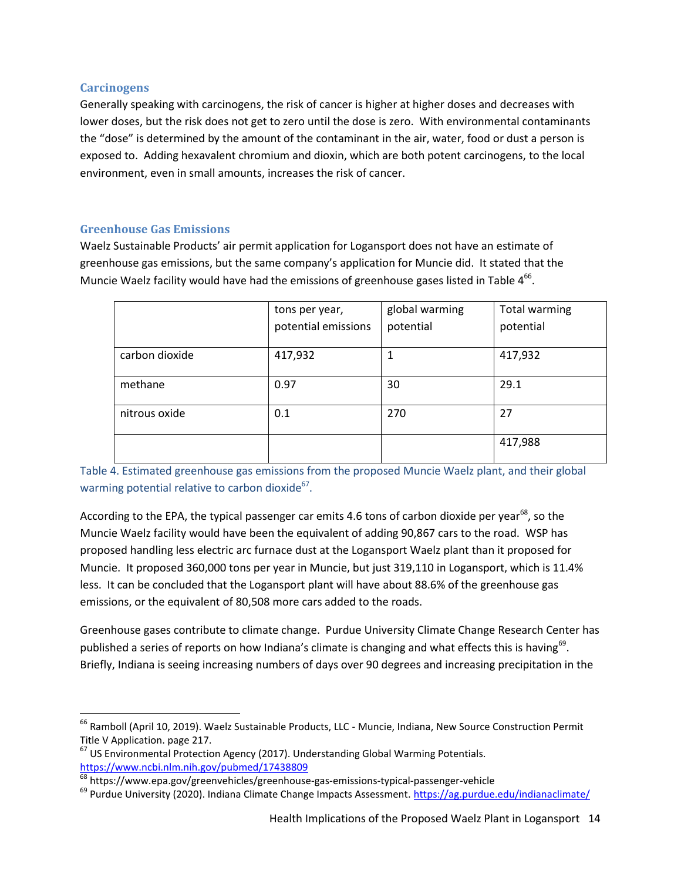### Carcinogens

Generally speaking with carcinogens, the risk of cancer is higher at higher doses and decreases with lower doses, but the risk does not get to zero until the dose is zero. With environmental contaminants the "dose" is determined by the amount of the contaminant in the air, water, food or dust a person is exposed to. Adding hexavalent chromium and dioxin, which are both potent carcinogens, to the local environment, even in small amounts, increases the risk of cancer.

### Greenhouse Gas Emissions

Waelz Sustainable Products' air permit application for Logansport does not have an estimate of greenhouse gas emissions, but the same company's application for Muncie did. It stated that the Muncie Waelz facility would have had the emissions of greenhouse gases listed in Table 4[66].

| | tons per year, potential emissions | global warming potential | Total warming potential |
|---|---|---|---|
| carbon dioxide | 417,932 | 1 | 417,932 |
| methane | 0.97 | 30 | 29.1 |
| nitrous oxide | 0.1 | 270 | 27 |
| | | | 417,988 |

Table 4. Estimated greenhouse gas emissions from the proposed Muncie Waelz plant, and their global warming potential relative to carbon dioxide[67].

According to the EPA, the typical passenger car emits 4.6 tons of carbon dioxide per year[68], so the Muncie Waelz facility would have been the equivalent of adding 90,867 cars to the road. WSP has proposed handling less electric arc furnace dust at the Logansport Waelz plant than it proposed for Muncie. It proposed 360,000 tons per year in Muncie, but just 319,110 in Logansport, which is 11.4% less. It can be concluded that the Logansport plant will have about 88.6% of the greenhouse gas emissions, or the equivalent of 80,508 more cars added to the roads.

Greenhouse gases contribute to climate change. Purdue University Climate Change Research Center has published a series of reports on how Indiana's climate is changing and what effects this is having[69]. Briefly, Indiana is seeing increasing numbers of days over 90 degrees and increasing precipitation in the

---

[66] Ramboll (April 10, 2019). Waelz Sustainable Products, LLC - Muncie, Indiana, New Source Construction Permit Title V Application. page 217.

[67] US Environmental Protection Agency (2017). Understanding Global Warming Potentials. https://www.ncbi.nlm.nih.gov/pubmed/17438809

[68] https://www.epa.gov/greenvehicles/greenhouse-gas-emissions-typical-passenger-vehicle

[69] Purdue University (2020). Indiana Climate Change Impacts Assessment. https://ag.purdue.edu/indianaclimate/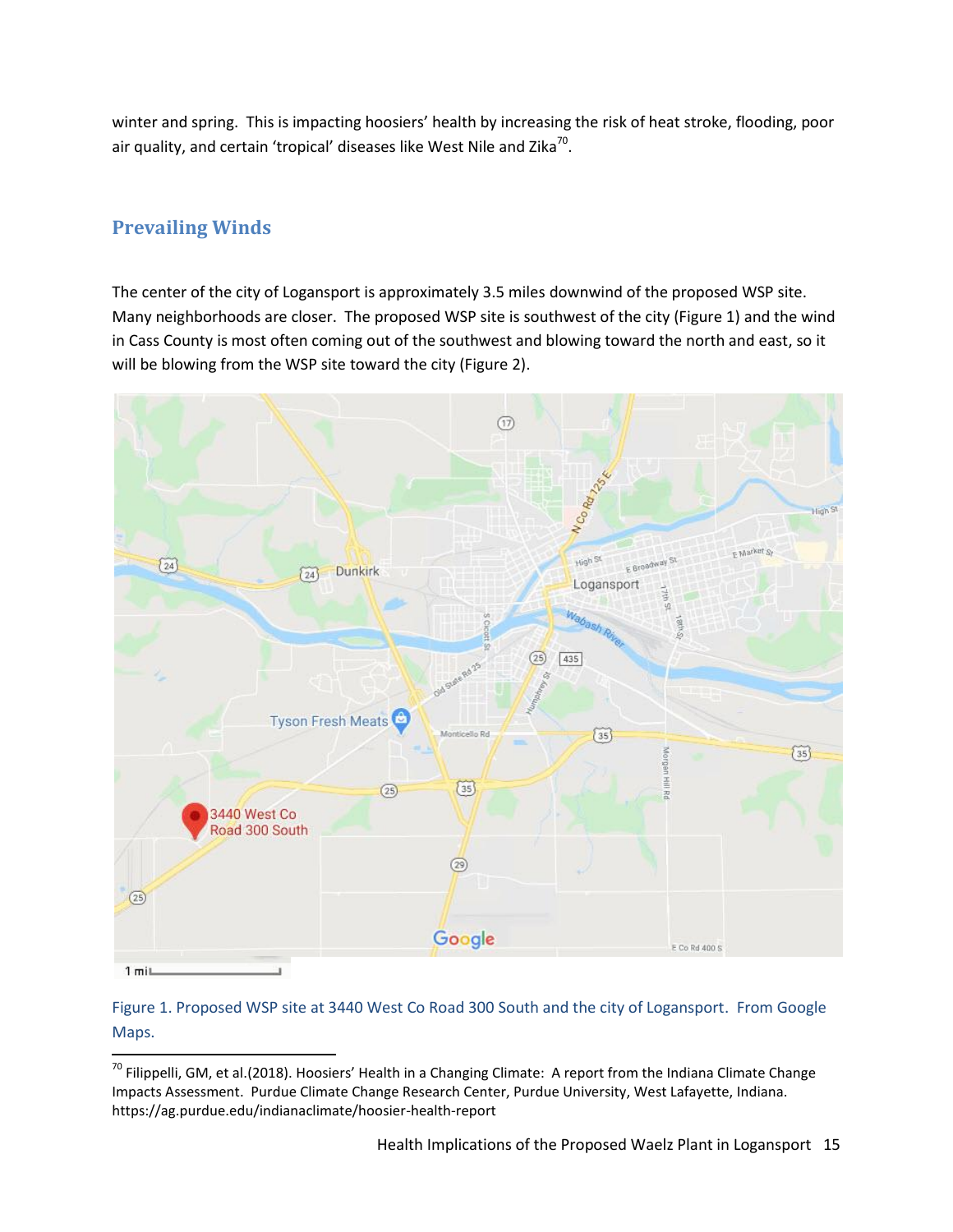winter and spring. This is impacting hoosiers' health by increasing the risk of heat stroke, flooding, poor air quality, and certain 'tropical' diseases like West Nile and Zika[70].

## Prevailing Winds

The center of the city of Logansport is approximately 3.5 miles downwind of the proposed WSP site. Many neighborhoods are closer. The proposed WSP site is southwest of the city (Figure 1) and the wind in Cass County is most often coming out of the southwest and blowing toward the north and east, so it will be blowing from the WSP site toward the city (Figure 2).

Figure 1. Proposed WSP site at 3440 West Co Road 300 South and the city of Logansport. From Google Maps.

---

[70] Filippelli, GM, et al.(2018). Hoosiers' Health in a Changing Climate: A report from the Indiana Climate Change Impacts Assessment. Purdue Climate Change Research Center, Purdue University, West Lafayette, Indiana. https://ag.purdue.edu/indianaclimate/hoosier-health-report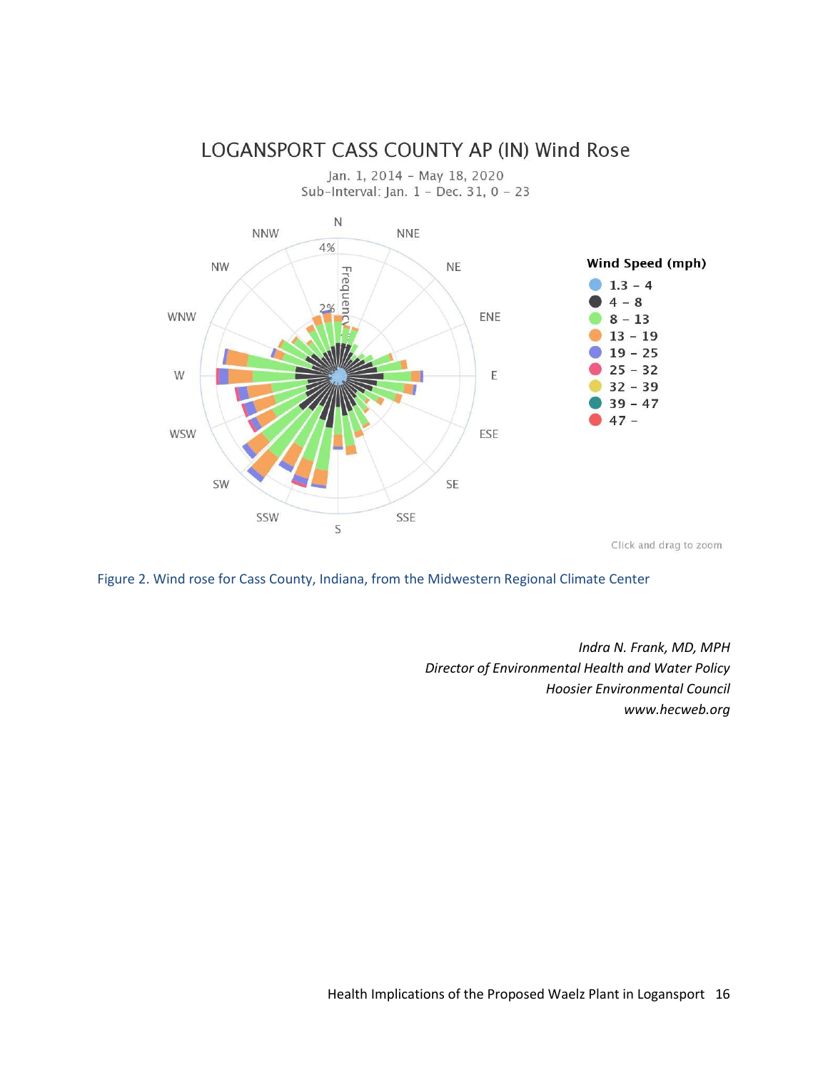LOGANSPORT CASS COUNTY AP (IN) Wind Rose

Jan. 1, 2014 - May 18, 2020

Sub-Interval: Jan. 1 - Dec. 31, 0 - 23

N

NNE

NE

ENE

E

ESE

SE

SSE

S

SSW

SW

WSW

W

WNW

NW

NNW

4%

2%

Frequency

Wind Speed (mph)

1.3 – 4

4 – 8

8 – 13

13 – 19

19 – 25

25 – 32

32 – 39

39 – 47

47 –

Click and drag to zoom

Figure 2. Wind rose for Cass County, Indiana, from the Midwestern Regional Climate Center

*Indra N. Frank, MD, MPH*
*Director of Environmental Health and Water Policy*
*Hoosier Environmental Council*
*www.hecweb.org*